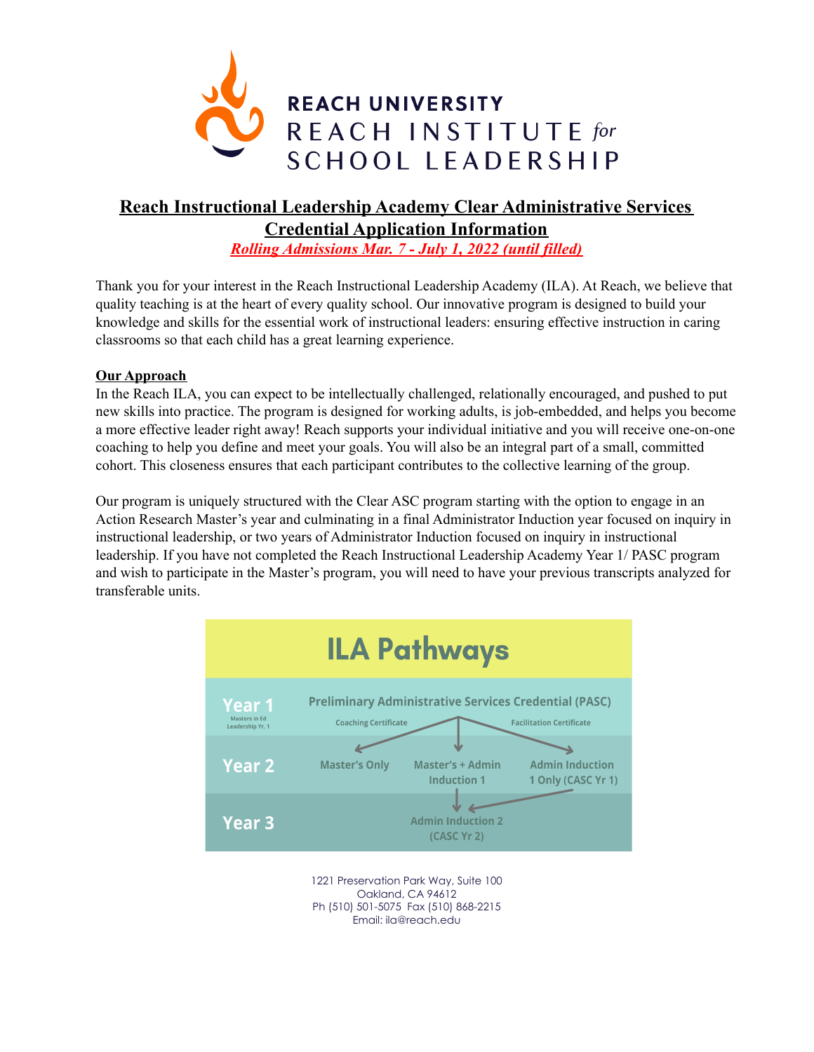REACH UNIVERSITY
REACH INSTITUTE *for* SCHOOL LEADERSHIP

# Reach Instructional Leadership Academy Clear Administrative Services Credential Application Information

***Rolling Admissions Mar. 7 - July 1, 2022 (until filled)***

Thank you for your interest in the Reach Instructional Leadership Academy (ILA). At Reach, we believe that quality teaching is at the heart of every quality school. Our innovative program is designed to build your knowledge and skills for the essential work of instructional leaders: ensuring effective instruction in caring classrooms so that each child has a great learning experience.

## Our Approach

In the Reach ILA, you can expect to be intellectually challenged, relationally encouraged, and pushed to put new skills into practice. The program is designed for working adults, is job-embedded, and helps you become a more effective leader right away! Reach supports your individual initiative and you will receive one-on-one coaching to help you define and meet your goals. You will also be an integral part of a small, committed cohort. This closeness ensures that each participant contributes to the collective learning of the group.

Our program is uniquely structured with the Clear ASC program starting with the option to engage in an Action Research Master's year and culminating in a final Administrator Induction year focused on inquiry in instructional leadership, or two years of Administrator Induction focused on inquiry in instructional leadership. If you have not completed the Reach Instructional Leadership Academy Year 1/ PASC program and wish to participate in the Master's program, you will need to have your previous transcripts analyzed for transferable units.

**ILA Pathways**

- **Year 1** (Masters in Ed Leadership Yr. 1): Preliminary Administrative Services Credential (PASC) — Coaching Certificate; Facilitation Certificate
- **Year 2**: Master's Only; Master's + Admin Induction 1; Admin Induction 1 Only (CASC Yr 1)
- **Year 3**: Admin Induction 2 (CASC Yr 2)

1221 Preservation Park Way, Suite 100
Oakland, CA 94612
Ph (510) 501-5075 Fax (510) 868-2215
Email: ila@reach.edu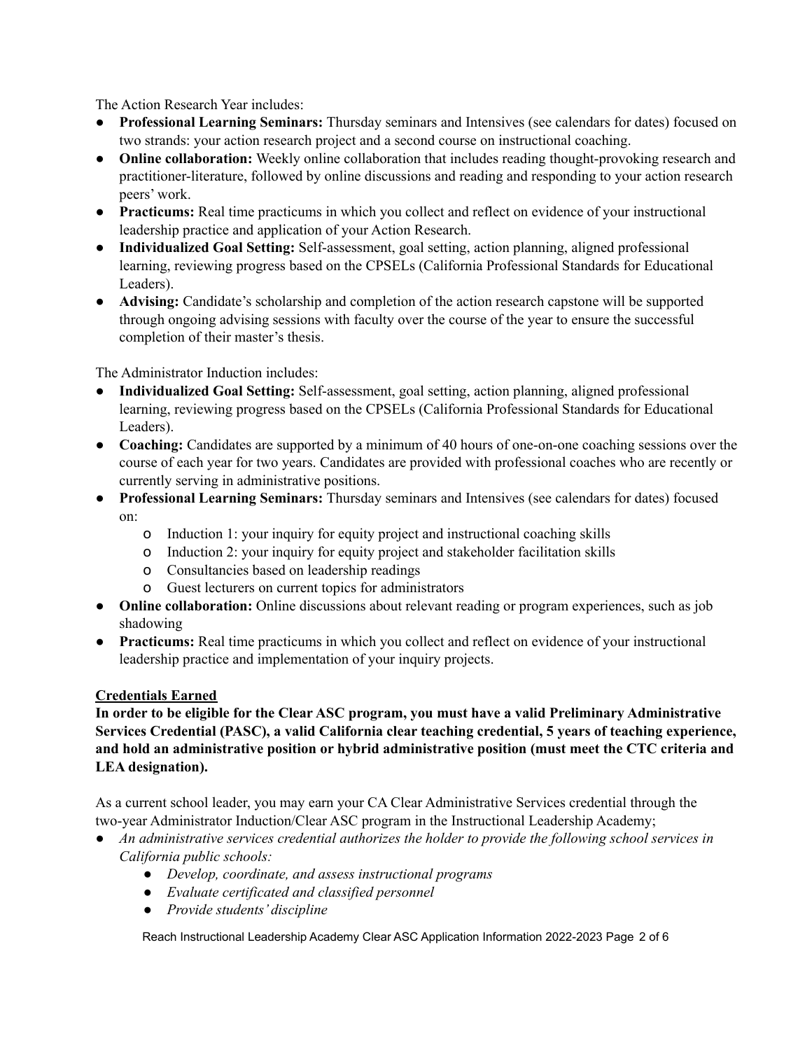The Action Research Year includes:

- **Professional Learning Seminars:** Thursday seminars and Intensives (see calendars for dates) focused on two strands: your action research project and a second course on instructional coaching.
- **Online collaboration:** Weekly online collaboration that includes reading thought-provoking research and practitioner-literature, followed by online discussions and reading and responding to your action research peers' work.
- **Practicums:** Real time practicums in which you collect and reflect on evidence of your instructional leadership practice and application of your Action Research.
- **Individualized Goal Setting:** Self-assessment, goal setting, action planning, aligned professional learning, reviewing progress based on the CPSELs (California Professional Standards for Educational Leaders).
- **Advising:** Candidate's scholarship and completion of the action research capstone will be supported through ongoing advising sessions with faculty over the course of the year to ensure the successful completion of their master's thesis.

The Administrator Induction includes:

- **Individualized Goal Setting:** Self-assessment, goal setting, action planning, aligned professional learning, reviewing progress based on the CPSELs (California Professional Standards for Educational Leaders).
- **Coaching:** Candidates are supported by a minimum of 40 hours of one-on-one coaching sessions over the course of each year for two years. Candidates are provided with professional coaches who are recently or currently serving in administrative positions.
- **Professional Learning Seminars:** Thursday seminars and Intensives (see calendars for dates) focused on:
  - Induction 1: your inquiry for equity project and instructional coaching skills
  - Induction 2: your inquiry for equity project and stakeholder facilitation skills
  - Consultancies based on leadership readings
  - Guest lecturers on current topics for administrators
- **Online collaboration:** Online discussions about relevant reading or program experiences, such as job shadowing
- **Practicums:** Real time practicums in which you collect and reflect on evidence of your instructional leadership practice and implementation of your inquiry projects.

## Credentials Earned

**In order to be eligible for the Clear ASC program, you must have a valid Preliminary Administrative Services Credential (PASC), a valid California clear teaching credential, 5 years of teaching experience, and hold an administrative position or hybrid administrative position (must meet the CTC criteria and LEA designation).**

As a current school leader, you may earn your CA Clear Administrative Services credential through the two-year Administrator Induction/Clear ASC program in the Instructional Leadership Academy;

- *An administrative services credential authorizes the holder to provide the following school services in California public schools:*
  - *Develop, coordinate, and assess instructional programs*
  - *Evaluate certificated and classified personnel*
  - *Provide students' discipline*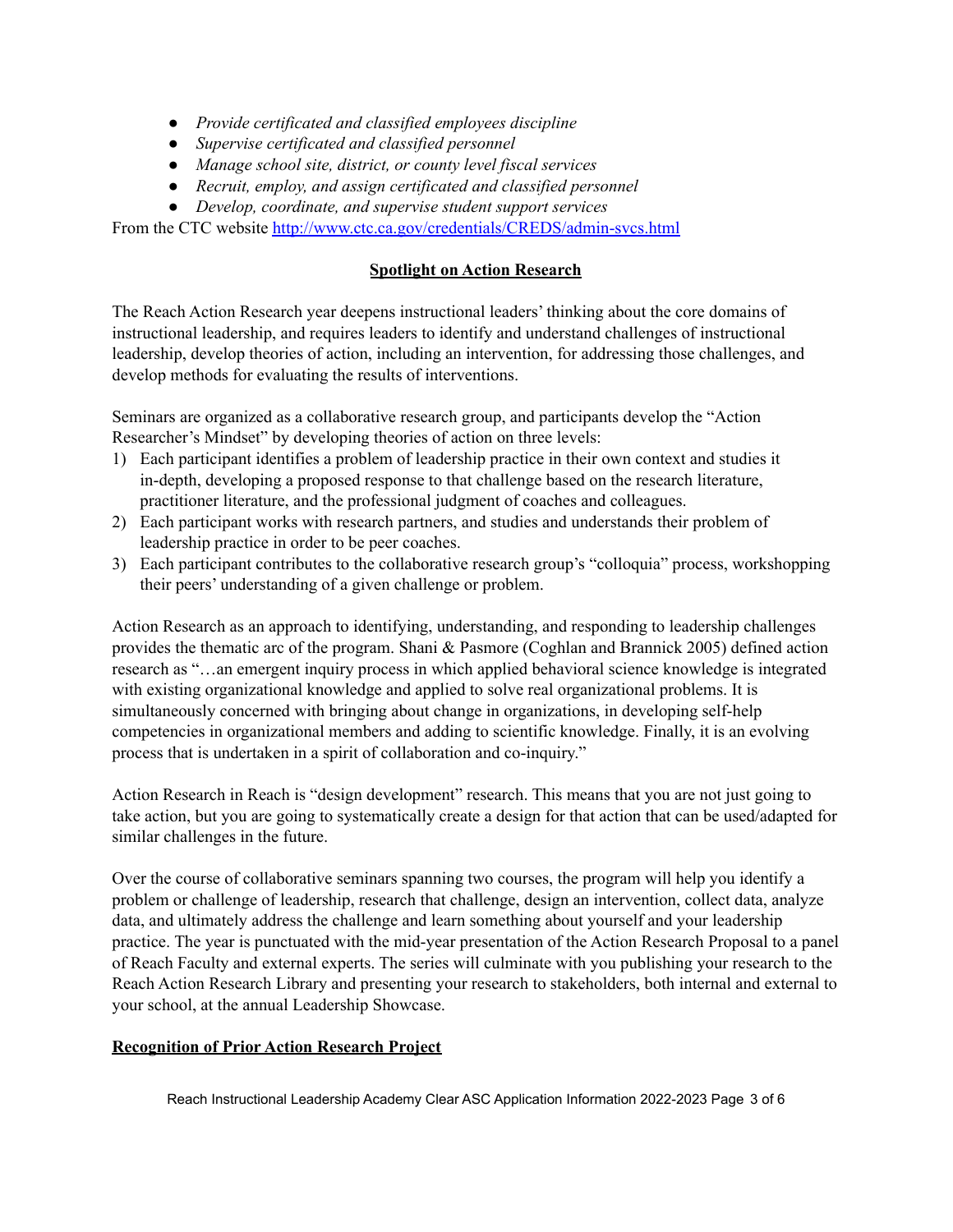- *Provide certificated and classified employees discipline*
- *Supervise certificated and classified personnel*
- *Manage school site, district, or county level fiscal services*
- *Recruit, employ, and assign certificated and classified personnel*
- *Develop, coordinate, and supervise student support services*

From the CTC website http://www.ctc.ca.gov/credentials/CREDS/admin-svcs.html

## **Spotlight on Action Research**

The Reach Action Research year deepens instructional leaders' thinking about the core domains of instructional leadership, and requires leaders to identify and understand challenges of instructional leadership, develop theories of action, including an intervention, for addressing those challenges, and develop methods for evaluating the results of interventions.

Seminars are organized as a collaborative research group, and participants develop the "Action Researcher's Mindset" by developing theories of action on three levels:

1) Each participant identifies a problem of leadership practice in their own context and studies it in-depth, developing a proposed response to that challenge based on the research literature, practitioner literature, and the professional judgment of coaches and colleagues.
2) Each participant works with research partners, and studies and understands their problem of leadership practice in order to be peer coaches.
3) Each participant contributes to the collaborative research group's "colloquia" process, workshopping their peers' understanding of a given challenge or problem.

Action Research as an approach to identifying, understanding, and responding to leadership challenges provides the thematic arc of the program. Shani & Pasmore (Coghlan and Brannick 2005) defined action research as "…an emergent inquiry process in which applied behavioral science knowledge is integrated with existing organizational knowledge and applied to solve real organizational problems. It is simultaneously concerned with bringing about change in organizations, in developing self-help competencies in organizational members and adding to scientific knowledge. Finally, it is an evolving process that is undertaken in a spirit of collaboration and co-inquiry."

Action Research in Reach is "design development" research. This means that you are not just going to take action, but you are going to systematically create a design for that action that can be used/adapted for similar challenges in the future.

Over the course of collaborative seminars spanning two courses, the program will help you identify a problem or challenge of leadership, research that challenge, design an intervention, collect data, analyze data, and ultimately address the challenge and learn something about yourself and your leadership practice. The year is punctuated with the mid-year presentation of the Action Research Proposal to a panel of Reach Faculty and external experts. The series will culminate with you publishing your research to the Reach Action Research Library and presenting your research to stakeholders, both internal and external to your school, at the annual Leadership Showcase.

### **Recognition of Prior Action Research Project**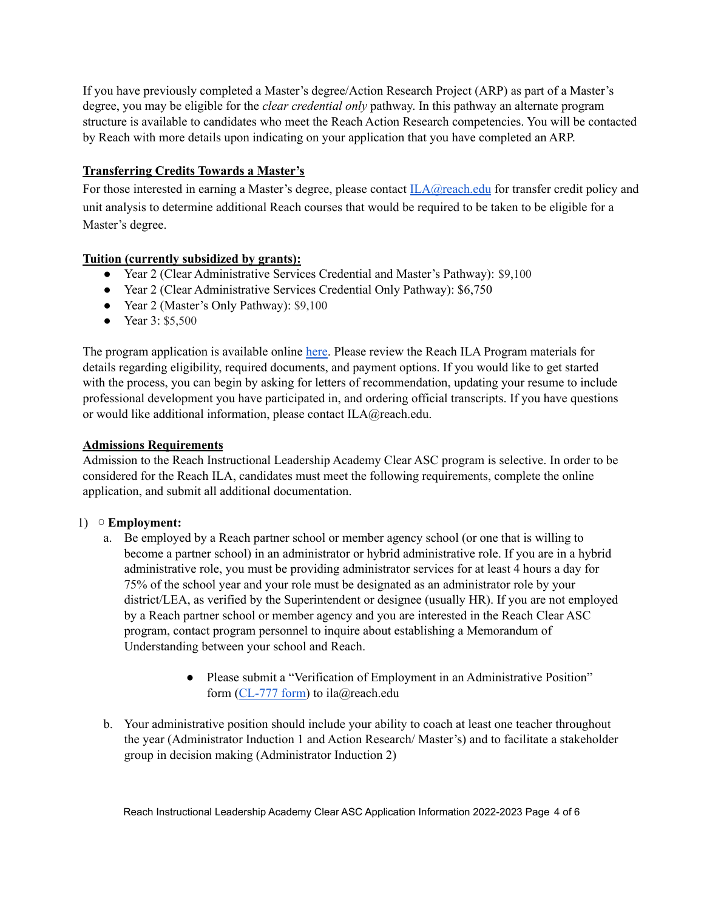If you have previously completed a Master's degree/Action Research Project (ARP) as part of a Master's degree, you may be eligible for the *clear credential only* pathway. In this pathway an alternate program structure is available to candidates who meet the Reach Action Research competencies. You will be contacted by Reach with more details upon indicating on your application that you have completed an ARP.

**Transferring Credits Towards a Master's**

For those interested in earning a Master's degree, please contact ILA@reach.edu for transfer credit policy and unit analysis to determine additional Reach courses that would be required to be taken to be eligible for a Master's degree.

**Tuition (currently subsidized by grants):**

- Year 2 (Clear Administrative Services Credential and Master's Pathway): $9,100
- Year 2 (Clear Administrative Services Credential Only Pathway): $6,750
- Year 2 (Master's Only Pathway): $9,100
- Year 3: $5,500

The program application is available online here. Please review the Reach ILA Program materials for details regarding eligibility, required documents, and payment options. If you would like to get started with the process, you can begin by asking for letters of recommendation, updating your resume to include professional development you have participated in, and ordering official transcripts. If you have questions or would like additional information, please contact ILA@reach.edu.

**Admissions Requirements**

Admission to the Reach Instructional Leadership Academy Clear ASC program is selective. In order to be considered for the Reach ILA, candidates must meet the following requirements, complete the online application, and submit all additional documentation.

1) ▢ **Employment:**
   a. Be employed by a Reach partner school or member agency school (or one that is willing to become a partner school) in an administrator or hybrid administrative role. If you are in a hybrid administrative role, you must be providing administrator services for at least 4 hours a day for 75% of the school year and your role must be designated as an administrator role by your district/LEA, as verified by the Superintendent or designee (usually HR). If you are not employed by a Reach partner school or member agency and you are interested in the Reach Clear ASC program, contact program personnel to inquire about establishing a Memorandum of Understanding between your school and Reach.

      - Please submit a "Verification of Employment in an Administrative Position" form (CL-777 form) to ila@reach.edu

   b. Your administrative position should include your ability to coach at least one teacher throughout the year (Administrator Induction 1 and Action Research/ Master's) and to facilitate a stakeholder group in decision making (Administrator Induction 2)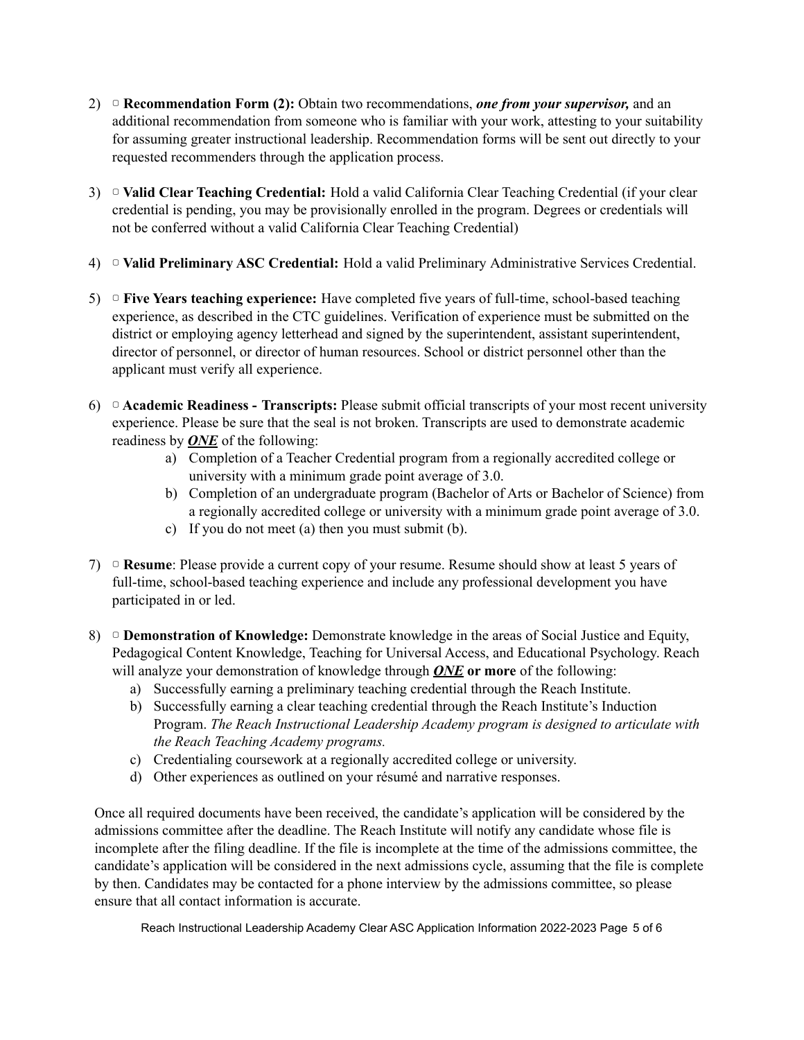2) ▢ **Recommendation Form (2):** Obtain two recommendations, ***one from your supervisor,*** and an additional recommendation from someone who is familiar with your work, attesting to your suitability for assuming greater instructional leadership. Recommendation forms will be sent out directly to your requested recommenders through the application process.

3) ▢ **Valid Clear Teaching Credential:** Hold a valid California Clear Teaching Credential (if your clear credential is pending, you may be provisionally enrolled in the program. Degrees or credentials will not be conferred without a valid California Clear Teaching Credential)

4) ▢ **Valid Preliminary ASC Credential:** Hold a valid Preliminary Administrative Services Credential.

5) ▢ **Five Years teaching experience:** Have completed five years of full-time, school-based teaching experience, as described in the CTC guidelines. Verification of experience must be submitted on the district or employing agency letterhead and signed by the superintendent, assistant superintendent, director of personnel, or director of human resources. School or district personnel other than the applicant must verify all experience.

6) ▢ **Academic Readiness - Transcripts:** Please submit official transcripts of your most recent university experience. Please be sure that the seal is not broken. Transcripts are used to demonstrate academic readiness by ***<u>ONE</u>*** of the following:
   a) Completion of a Teacher Credential program from a regionally accredited college or university with a minimum grade point average of 3.0.
   b) Completion of an undergraduate program (Bachelor of Arts or Bachelor of Science) from a regionally accredited college or university with a minimum grade point average of 3.0.
   c) If you do not meet (a) then you must submit (b).

7) ▢ **Resume**: Please provide a current copy of your resume. Resume should show at least 5 years of full-time, school-based teaching experience and include any professional development you have participated in or led.

8) ▢ **Demonstration of Knowledge:** Demonstrate knowledge in the areas of Social Justice and Equity, Pedagogical Content Knowledge, Teaching for Universal Access, and Educational Psychology. Reach will analyze your demonstration of knowledge through ***<u>ONE</u>*** **or more** of the following:
   a) Successfully earning a preliminary teaching credential through the Reach Institute.
   b) Successfully earning a clear teaching credential through the Reach Institute's Induction Program. *The Reach Instructional Leadership Academy program is designed to articulate with the Reach Teaching Academy programs.*
   c) Credentialing coursework at a regionally accredited college or university.
   d) Other experiences as outlined on your résumé and narrative responses.

Once all required documents have been received, the candidate's application will be considered by the admissions committee after the deadline. The Reach Institute will notify any candidate whose file is incomplete after the filing deadline. If the file is incomplete at the time of the admissions committee, the candidate's application will be considered in the next admissions cycle, assuming that the file is complete by then. Candidates may be contacted for a phone interview by the admissions committee, so please ensure that all contact information is accurate.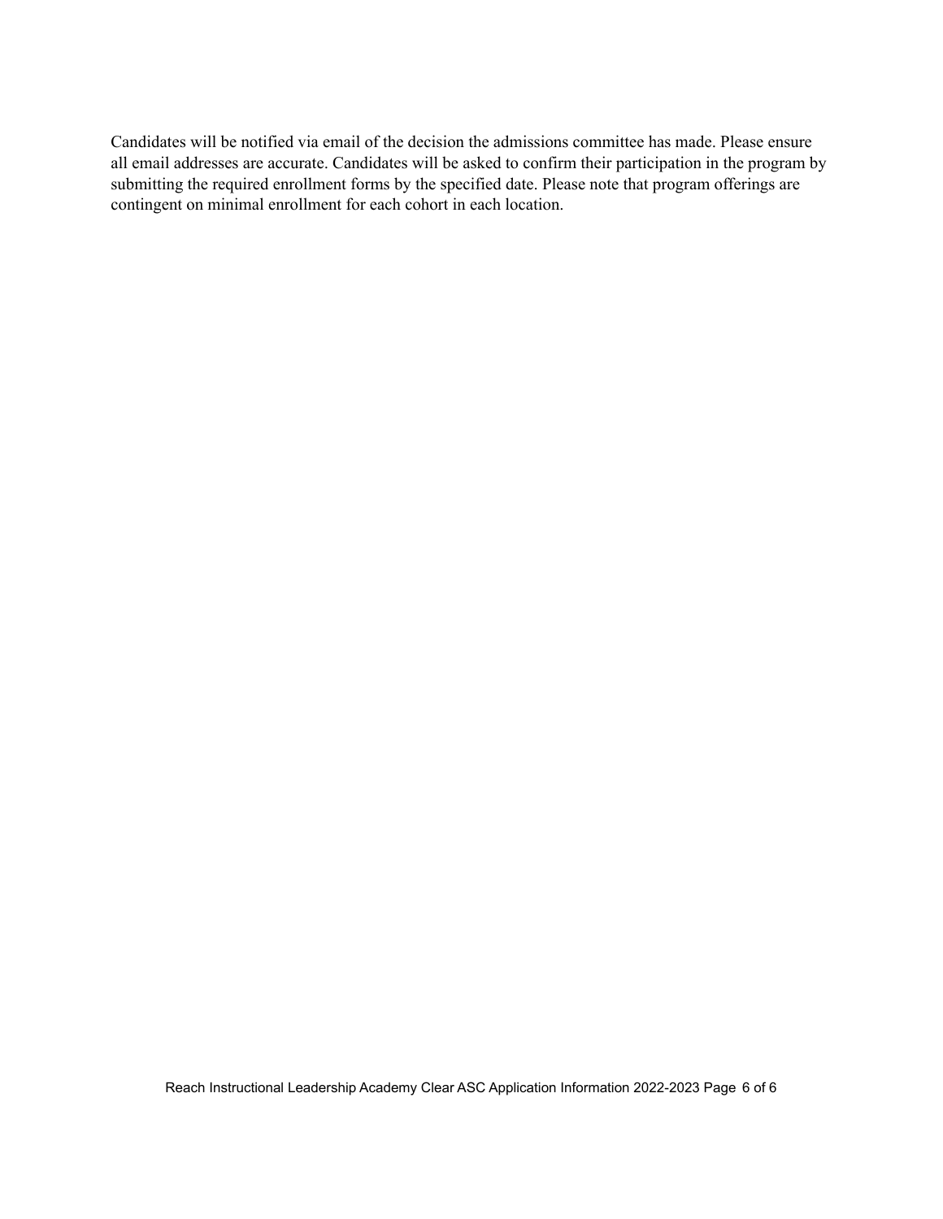Candidates will be notified via email of the decision the admissions committee has made. Please ensure all email addresses are accurate. Candidates will be asked to confirm their participation in the program by submitting the required enrollment forms by the specified date. Please note that program offerings are contingent on minimal enrollment for each cohort in each location.